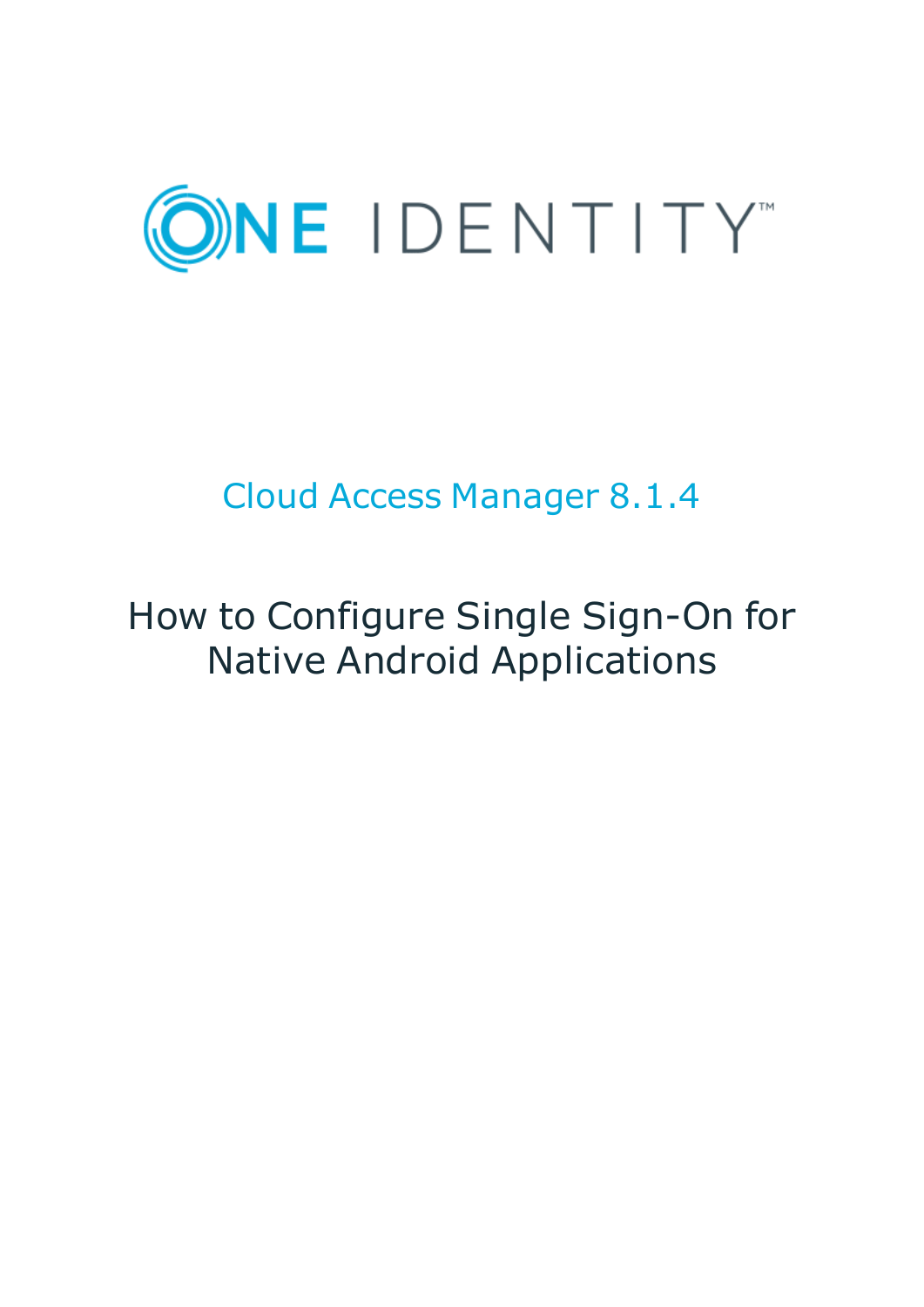ONE IDENTITY™

Cloud Access Manager 8.1.4

# How to Configure Single Sign-On for Native Android Applications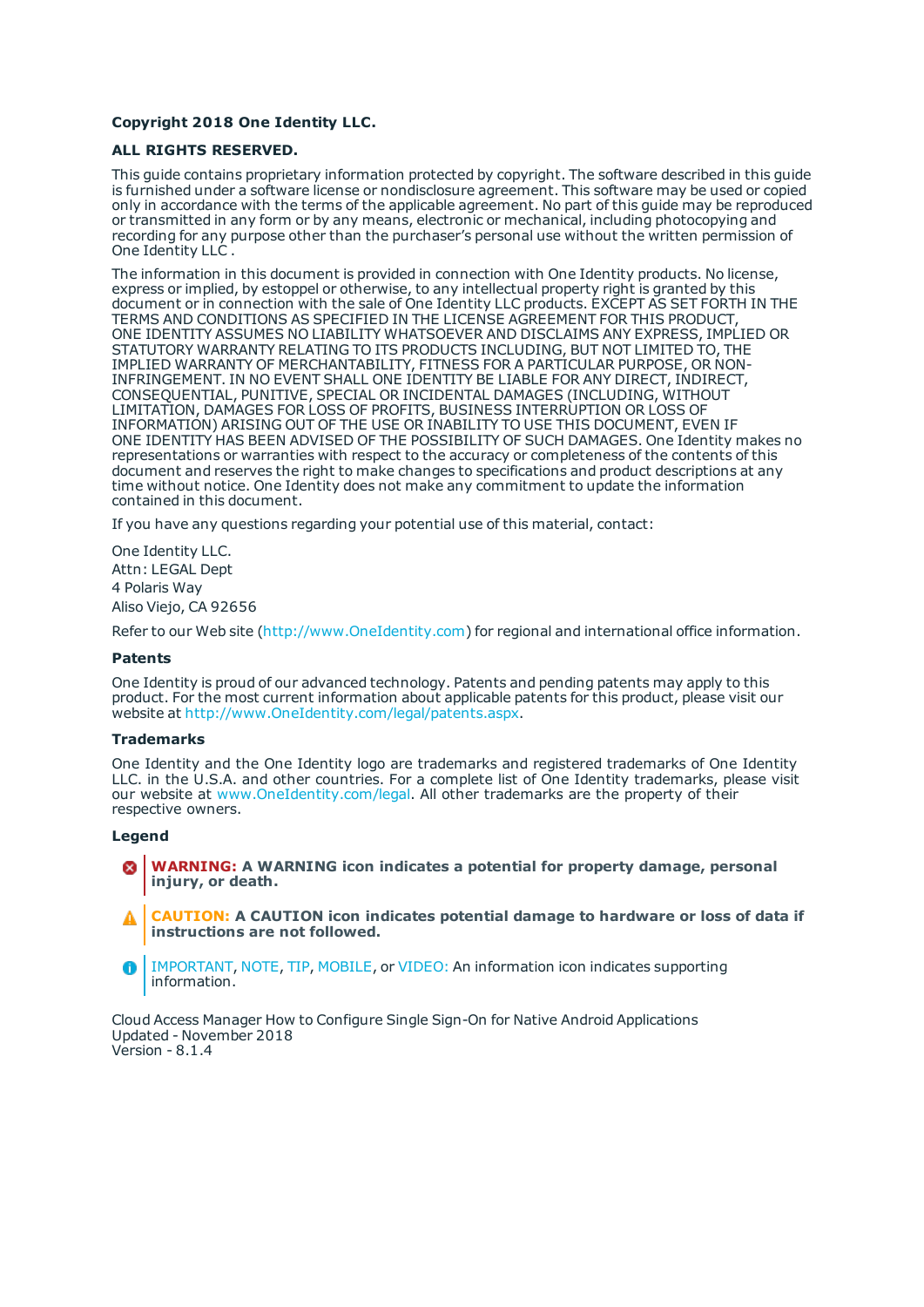**Copyright 2018 One Identity LLC.**

**ALL RIGHTS RESERVED.**

This guide contains proprietary information protected by copyright. The software described in this guide is furnished under a software license or nondisclosure agreement. This software may be used or copied only in accordance with the terms of the applicable agreement. No part of this guide may be reproduced or transmitted in any form or by any means, electronic or mechanical, including photocopying and recording for any purpose other than the purchaser's personal use without the written permission of One Identity LLC .

The information in this document is provided in connection with One Identity products. No license, express or implied, by estoppel or otherwise, to any intellectual property right is granted by this document or in connection with the sale of One Identity LLC products. EXCEPT AS SET FORTH IN THE TERMS AND CONDITIONS AS SPECIFIED IN THE LICENSE AGREEMENT FOR THIS PRODUCT, ONE IDENTITY ASSUMES NO LIABILITY WHATSOEVER AND DISCLAIMS ANY EXPRESS, IMPLIED OR STATUTORY WARRANTY RELATING TO ITS PRODUCTS INCLUDING, BUT NOT LIMITED TO, THE IMPLIED WARRANTY OF MERCHANTABILITY, FITNESS FOR A PARTICULAR PURPOSE, OR NON-INFRINGEMENT. IN NO EVENT SHALL ONE IDENTITY BE LIABLE FOR ANY DIRECT, INDIRECT, CONSEQUENTIAL, PUNITIVE, SPECIAL OR INCIDENTAL DAMAGES (INCLUDING, WITHOUT LIMITATION, DAMAGES FOR LOSS OF PROFITS, BUSINESS INTERRUPTION OR LOSS OF INFORMATION) ARISING OUT OF THE USE OR INABILITY TO USE THIS DOCUMENT, EVEN IF ONE IDENTITY HAS BEEN ADVISED OF THE POSSIBILITY OF SUCH DAMAGES. One Identity makes no representations or warranties with respect to the accuracy or completeness of the contents of this document and reserves the right to make changes to specifications and product descriptions at any time without notice. One Identity does not make any commitment to update the information contained in this document.

If you have any questions regarding your potential use of this material, contact:

One Identity LLC.
Attn: LEGAL Dept
4 Polaris Way
Aliso Viejo, CA 92656

Refer to our Web site (http://www.OneIdentity.com) for regional and international office information.

**Patents**

One Identity is proud of our advanced technology. Patents and pending patents may apply to this product. For the most current information about applicable patents for this product, please visit our website at http://www.OneIdentity.com/legal/patents.aspx.

**Trademarks**

One Identity and the One Identity logo are trademarks and registered trademarks of One Identity LLC. in the U.S.A. and other countries. For a complete list of One Identity trademarks, please visit our website at www.OneIdentity.com/legal. All other trademarks are the property of their respective owners.

**Legend**

**WARNING: A WARNING icon indicates a potential for property damage, personal injury, or death.**

**CAUTION: A CAUTION icon indicates potential damage to hardware or loss of data if instructions are not followed.**

IMPORTANT, NOTE, TIP, MOBILE, or VIDEO: An information icon indicates supporting information.

Cloud Access Manager How to Configure Single Sign-On for Native Android Applications
Updated - November 2018
Version - 8.1.4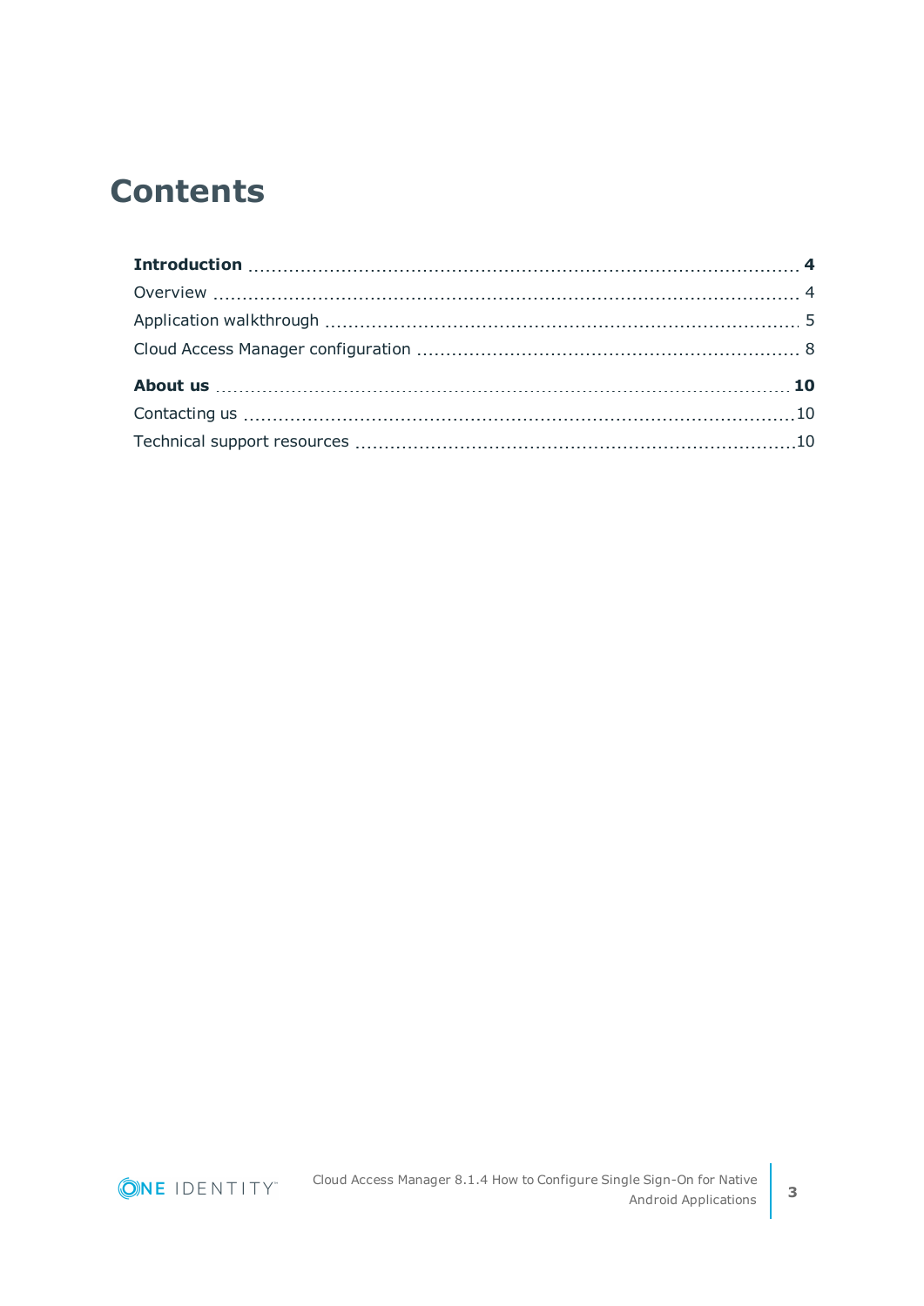# Contents

**Introduction** .......... **4**

Overview .......... 4

Application walkthrough .......... 5

Cloud Access Manager configuration .......... 8

**About us** .......... **10**

Contacting us .......... 10

Technical support resources .......... 10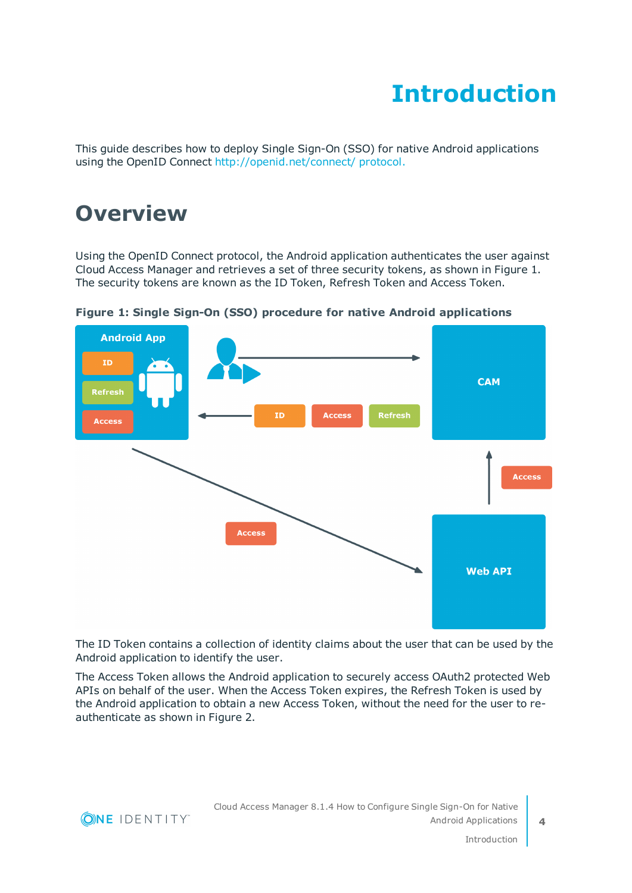# Introduction

This guide describes how to deploy Single Sign-On (SSO) for native Android applications using the OpenID Connect http://openid.net/connect/ protocol.

## Overview

Using the OpenID Connect protocol, the Android application authenticates the user against Cloud Access Manager and retrieves a set of three security tokens, as shown in Figure 1. The security tokens are known as the ID Token, Refresh Token and Access Token.

**Figure 1: Single Sign-On (SSO) procedure for native Android applications**

The ID Token contains a collection of identity claims about the user that can be used by the Android application to identify the user.

The Access Token allows the Android application to securely access OAuth2 protected Web APIs on behalf of the user. When the Access Token expires, the Refresh Token is used by the Android application to obtain a new Access Token, without the need for the user to re-authenticate as shown in Figure 2.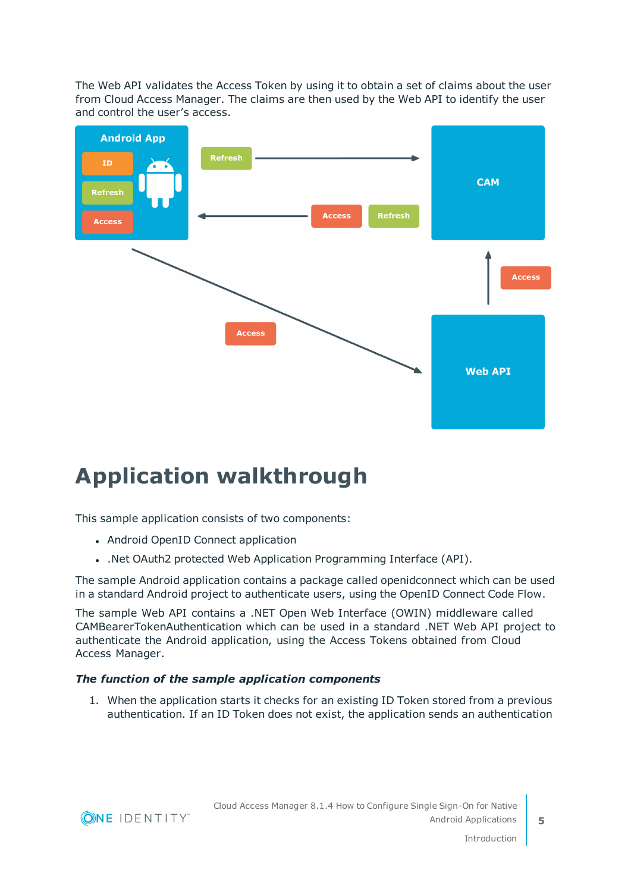The Web API validates the Access Token by using it to obtain a set of claims about the user from Cloud Access Manager. The claims are then used by the Web API to identify the user and control the user's access.

# Application walkthrough

This sample application consists of two components:

- Android OpenID Connect application
- .Net OAuth2 protected Web Application Programming Interface (API).

The sample Android application contains a package called openidconnect which can be used in a standard Android project to authenticate users, using the OpenID Connect Code Flow.

The sample Web API contains a .NET Open Web Interface (OWIN) middleware called CAMBearerTokenAuthentication which can be used in a standard .NET Web API project to authenticate the Android application, using the Access Tokens obtained from Cloud Access Manager.

### *The function of the sample application components*

1. When the application starts it checks for an existing ID Token stored from a previous authentication. If an ID Token does not exist, the application sends an authentication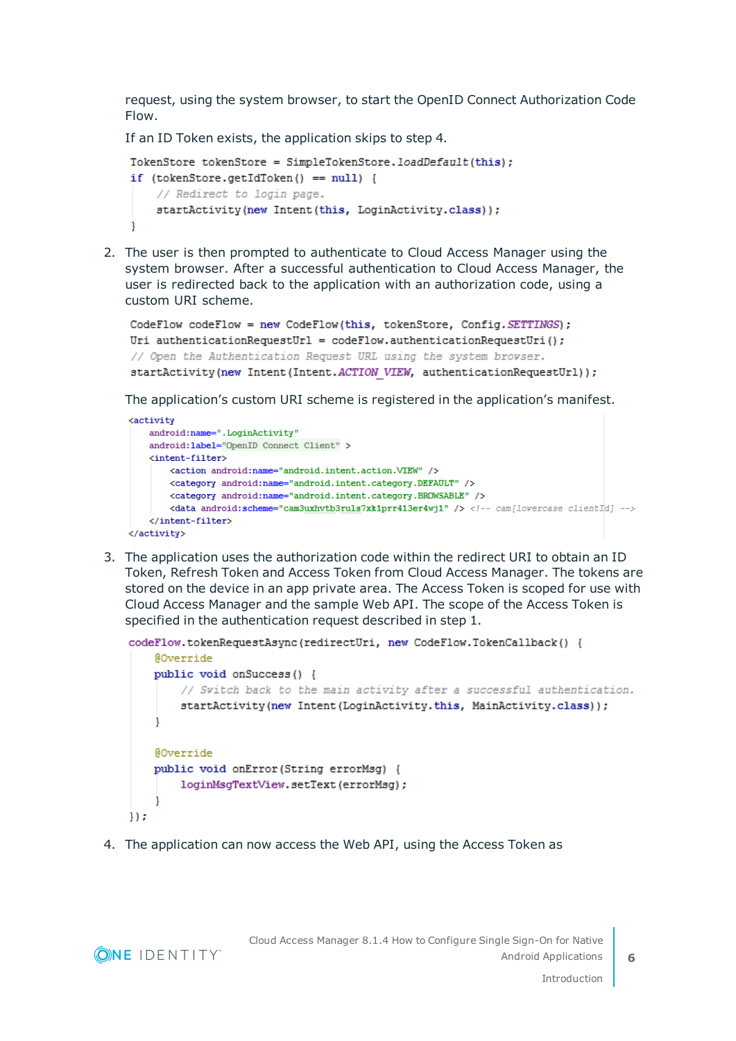request, using the system browser, to start the OpenID Connect Authorization Code Flow.

If an ID Token exists, the application skips to step 4.

```
TokenStore tokenStore = SimpleTokenStore.loadDefault(this);
if (tokenStore.getIdToken() == null) {
    // Redirect to login page.
    startActivity(new Intent(this, LoginActivity.class));
}
```

2. The user is then prompted to authenticate to Cloud Access Manager using the system browser. After a successful authentication to Cloud Access Manager, the user is redirected back to the application with an authorization code, using a custom URI scheme.

```
CodeFlow codeFlow = new CodeFlow(this, tokenStore, Config.SETTINGS);
Uri authenticationRequestUrl = codeFlow.authenticationRequestUri();
// Open the Authentication Request URL using the system browser.
startActivity(new Intent(Intent.ACTION_VIEW, authenticationRequestUrl));
```

   The application's custom URI scheme is registered in the application's manifest.

```
<activity
    android:name=".LoginActivity"
    android:label="OpenID Connect Client" >
    <intent-filter>
        <action android:name="android.intent.action.VIEW" />
        <category android:name="android.intent.category.DEFAULT" />
        <category android:name="android.intent.category.BROWSABLE" />
        <data android:scheme="cam3uxhvtb3ruls7xk1prr413er4wj1" /> <!-- cam[lowercase clientId] -->
    </intent-filter>
</activity>
```

3. The application uses the authorization code within the redirect URI to obtain an ID Token, Refresh Token and Access Token from Cloud Access Manager. The tokens are stored on the device in an app private area. The Access Token is scoped for use with Cloud Access Manager and the sample Web API. The scope of the Access Token is specified in the authentication request described in step 1.

```
codeFlow.tokenRequestAsync(redirectUri, new CodeFlow.TokenCallback() {
    @Override
    public void onSuccess() {
        // Switch back to the main activity after a successful authentication.
        startActivity(new Intent(LoginActivity.this, MainActivity.class));
    }

    @Override
    public void onError(String errorMsg) {
        loginMsgTextView.setText(errorMsg);
    }
});
```

4. The application can now access the Web API, using the Access Token as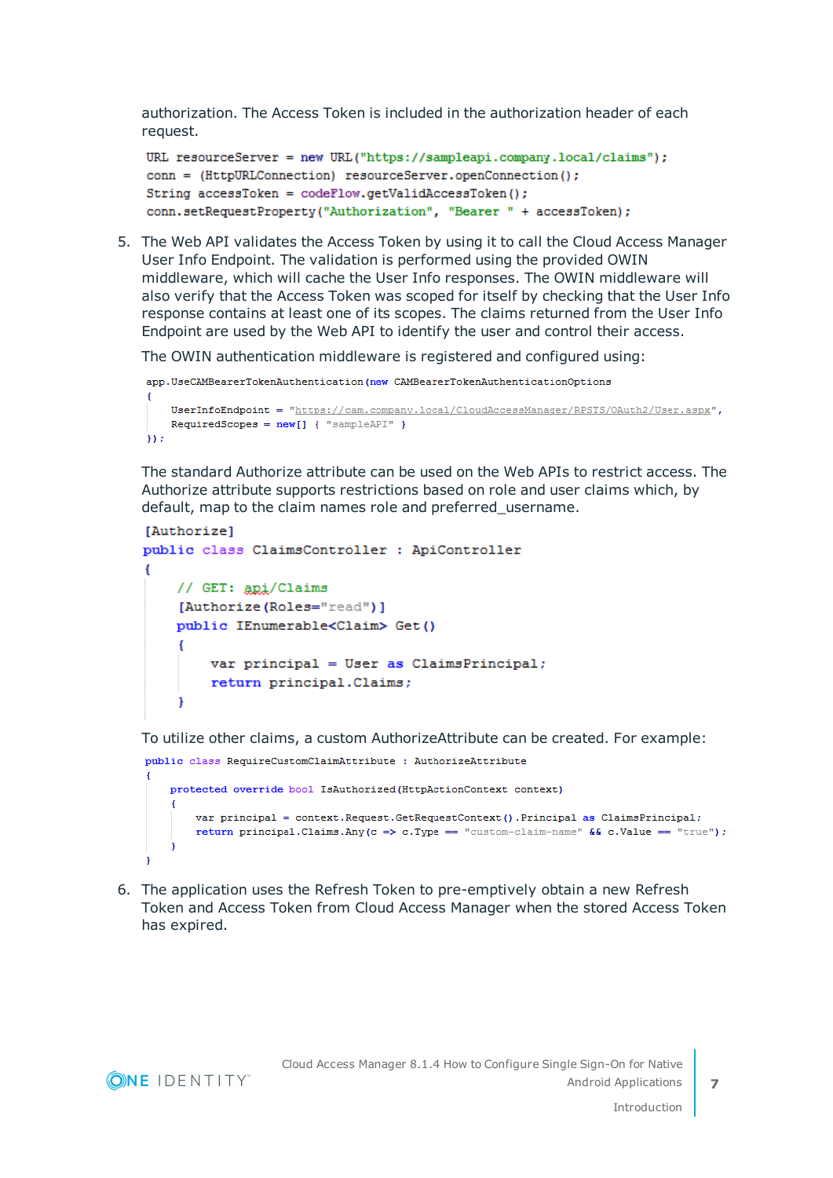authorization. The Access Token is included in the authorization header of each request.

```
URL resourceServer = new URL("https://sampleapi.company.local/claims");
conn = (HttpURLConnection) resourceServer.openConnection();
String accessToken = codeFlow.getValidAccessToken();
conn.setRequestProperty("Authorization", "Bearer " + accessToken);
```

5. The Web API validates the Access Token by using it to call the Cloud Access Manager User Info Endpoint. The validation is performed using the provided OWIN middleware, which will cache the User Info responses. The OWIN middleware will also verify that the Access Token was scoped for itself by checking that the User Info response contains at least one of its scopes. The claims returned from the User Info Endpoint are used by the Web API to identify the user and control their access.

   The OWIN authentication middleware is registered and configured using:

   ```
   app.UseCAMBearerTokenAuthentication(new CAMBearerTokenAuthenticationOptions
   {
       UserInfoEndpoint = "https://cam.company.local/CloudAccessManager/RPSTS/OAuth2/User.aspx",
       RequiredScopes = new[] { "sampleAPI" }
   });
   ```

   The standard Authorize attribute can be used on the Web APIs to restrict access. The Authorize attribute supports restrictions based on role and user claims which, by default, map to the claim names role and preferred_username.

   ```
   [Authorize]
   public class ClaimsController : ApiController
   {
       // GET: api/Claims
       [Authorize(Roles="read")]
       public IEnumerable<Claim> Get()
       {
           var principal = User as ClaimsPrincipal;
           return principal.Claims;
       }
   ```

   To utilize other claims, a custom AuthorizeAttribute can be created. For example:

   ```
   public class RequireCustomClaimAttribute : AuthorizeAttribute
   {
       protected override bool IsAuthorized(HttpActionContext context)
       {
           var principal = context.Request.GetRequestContext().Principal as ClaimsPrincipal;
           return principal.Claims.Any(c => c.Type == "custom-claim-name" && c.Value == "true");
       }
   }
   ```

6. The application uses the Refresh Token to pre-emptively obtain a new Refresh Token and Access Token from Cloud Access Manager when the stored Access Token has expired.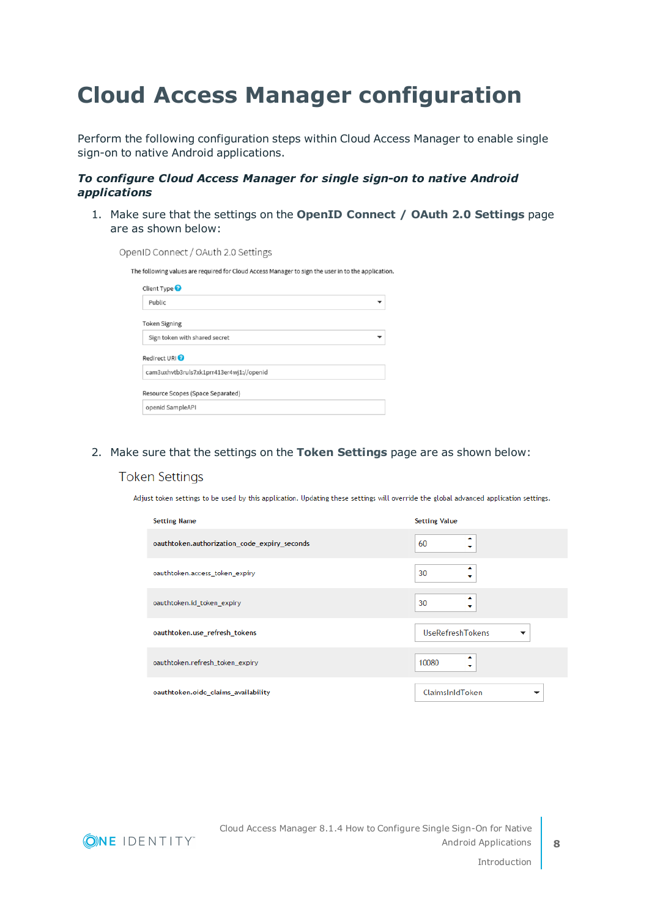# Cloud Access Manager configuration

Perform the following configuration steps within Cloud Access Manager to enable single sign-on to native Android applications.

***To configure Cloud Access Manager for single sign-on to native Android applications***

1. Make sure that the settings on the **OpenID Connect / OAuth 2.0 Settings** page are as shown below:

   OpenID Connect / OAuth 2.0 Settings

   The following values are required for Cloud Access Manager to sign the user in to the application.

   Client Type: Public

   Token Signing: Sign token with shared secret

   Redirect URI: cam3uxhvtb3ruls7xk1prr413er4wj1://openid

   Resource Scopes (Space Separated): openid SampleAPI

2. Make sure that the settings on the **Token Settings** page are as shown below:

   Token Settings

   Adjust token settings to be used by this application. Updating these settings will override the global advanced application settings.

| Setting Name | Setting Value |
| --- | --- |
| oauthtoken.authorization_code_expiry_seconds | 60 |
| oauthtoken.access_token_expiry | 30 |
| oauthtoken.id_token_expiry | 30 |
| oauthtoken.use_refresh_tokens | UseRefreshTokens |
| oauthtoken.refresh_token_expiry | 10080 |
| oauthtoken.oidc_claims_availability | ClaimsInIdToken |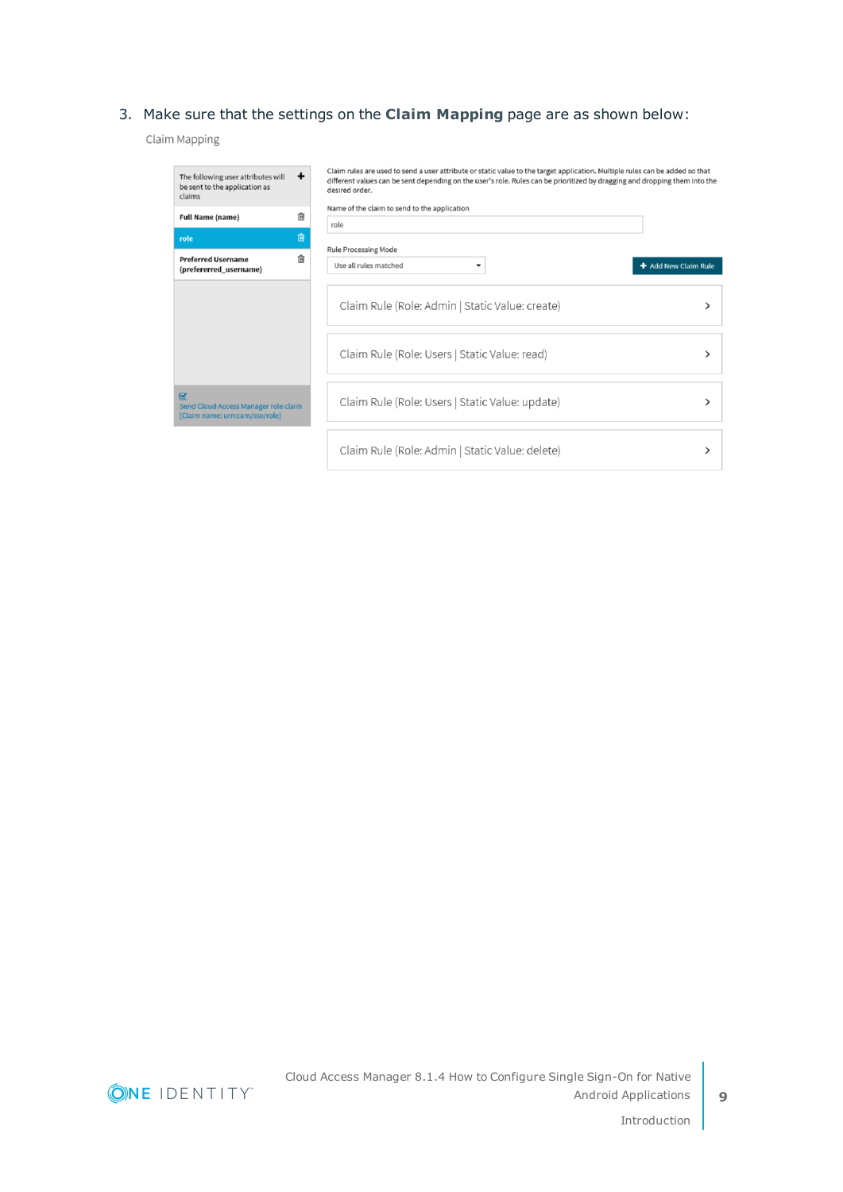3. Make sure that the settings on the **Claim Mapping** page are as shown below:

Claim Mapping

The following user attributes will be sent to the application as claims

Full Name (name)

role

Preferred Username (prefererred_username)

Send Cloud Access Manager role claim [Claim name: urn:cam/sso/role]

Claim rules are used to send a user attribute or static value to the target application. Multiple rules can be added so that different values can be sent depending on the user's role. Rules can be prioritized by dragging and dropping them into the desired order.

Name of the claim to send to the application

role

Rule Processing Mode

Use all rules matched

Add New Claim Rule

Claim Rule (Role: Admin | Static Value: create)

Claim Rule (Role: Users | Static Value: read)

Claim Rule (Role: Users | Static Value: update)

Claim Rule (Role: Admin | Static Value: delete)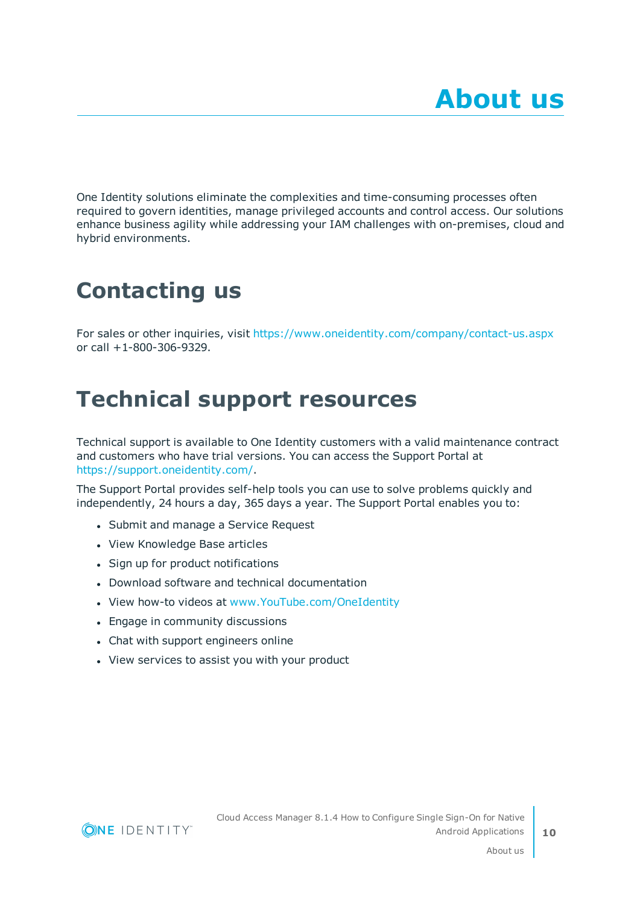# About us

One Identity solutions eliminate the complexities and time-consuming processes often required to govern identities, manage privileged accounts and control access. Our solutions enhance business agility while addressing your IAM challenges with on-premises, cloud and hybrid environments.

## Contacting us

For sales or other inquiries, visit https://www.oneidentity.com/company/contact-us.aspx or call +1-800-306-9329.

## Technical support resources

Technical support is available to One Identity customers with a valid maintenance contract and customers who have trial versions. You can access the Support Portal at https://support.oneidentity.com/.

The Support Portal provides self-help tools you can use to solve problems quickly and independently, 24 hours a day, 365 days a year. The Support Portal enables you to:

- Submit and manage a Service Request
- View Knowledge Base articles
- Sign up for product notifications
- Download software and technical documentation
- View how-to videos at www.YouTube.com/OneIdentity
- Engage in community discussions
- Chat with support engineers online
- View services to assist you with your product